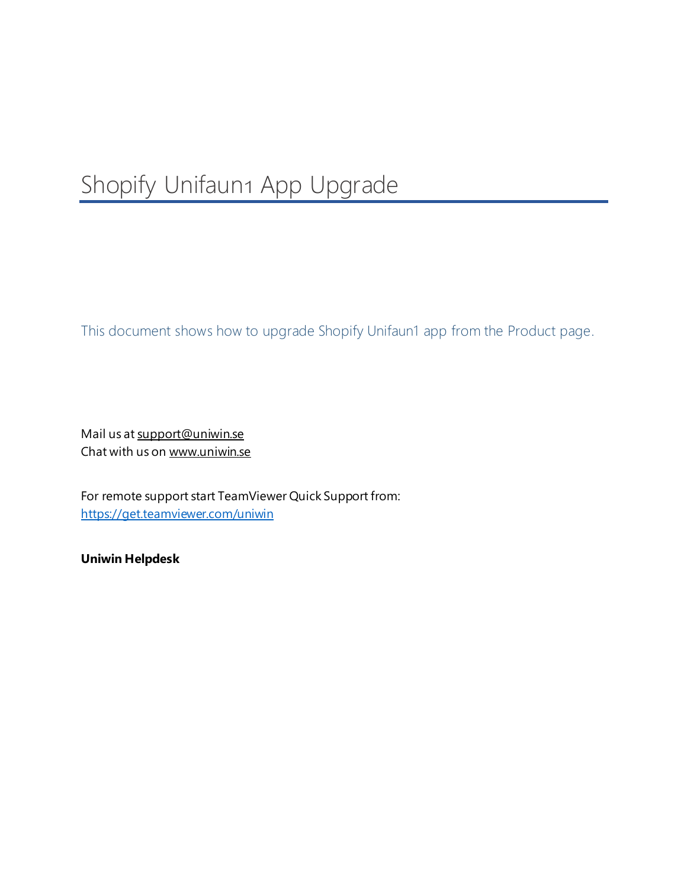# Shopify Unifaun1 App Upgrade

This document shows how to upgrade Shopify Unifaun1 app from the Product page.

Mail us at support@uniwin.se
Chat with us on www.uniwin.se

For remote support start TeamViewer Quick Support from:
https://get.teamviewer.com/uniwin

**Uniwin Helpdesk**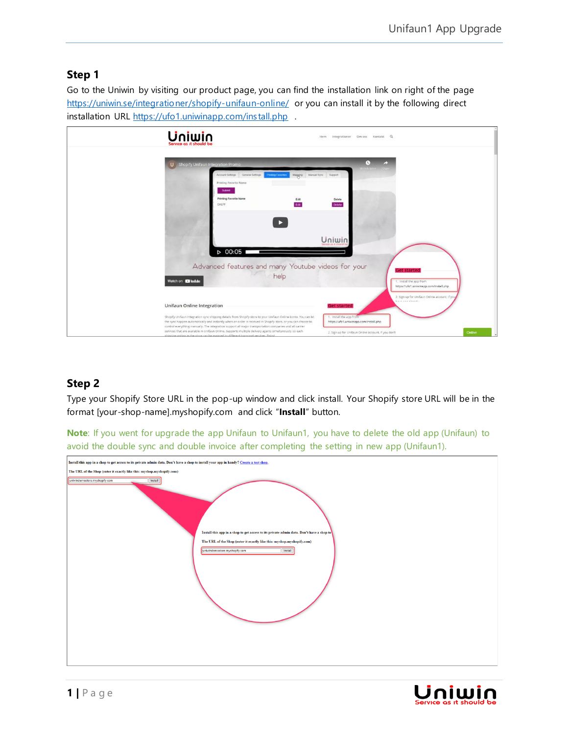## Step 1

Go to the Uniwin by visiting our product page, you can find the installation link on right of the page https://uniwin.se/integrationer/shopify-unifaun-online/ or you can install it by the following direct installation URL https://ufo1.uniwinapp.com/install.php .

## Step 2

Type your Shopify Store URL in the pop-up window and click install. Your Shopify store URL will be in the format [your-shop-name].myshopify.com and click "**Install**" button.

**Note**: If you went for upgrade the app Unifaun to Unifaun1, you have to delete the old app (Unifaun) to avoid the double sync and double invoice after completing the setting in new app (Unifaun1).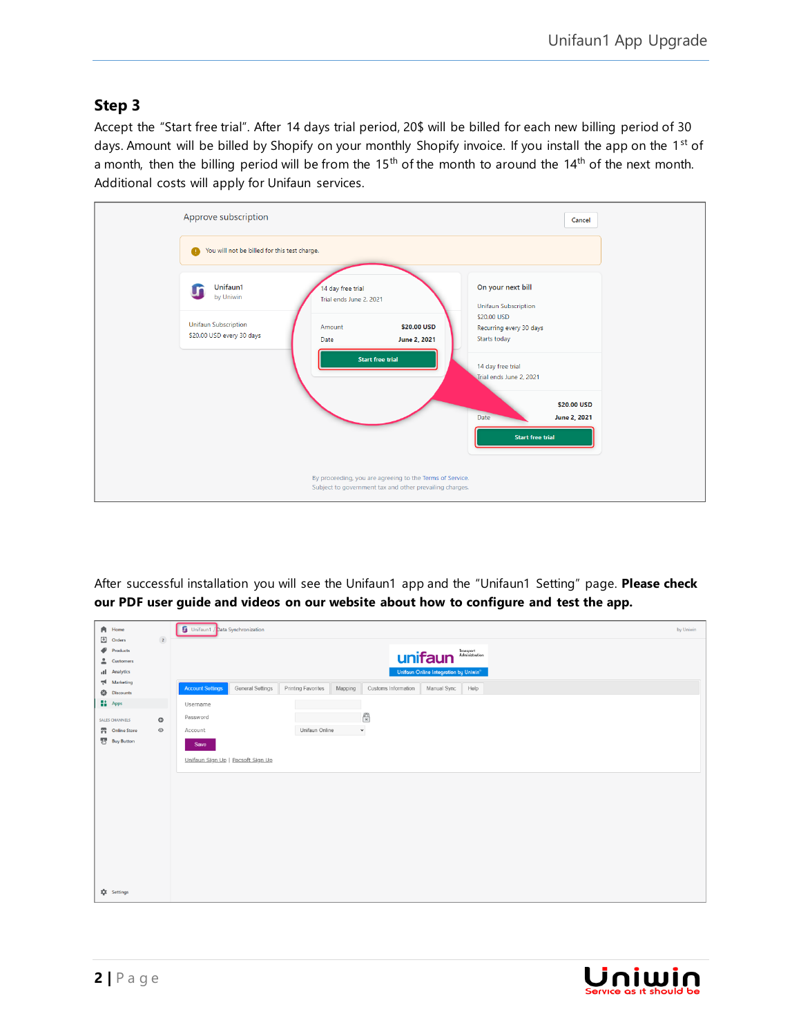## Step 3

Accept the "Start free trial". After 14 days trial period, 20$ will be billed for each new billing period of 30 days. Amount will be billed by Shopify on your monthly Shopify invoice. If you install the app on the 1[st] of a month, then the billing period will be from the 15[th] of the month to around the 14[th] of the next month. Additional costs will apply for Unifaun services.

After successful installation you will see the Unifaun1 app and the "Unifaun1 Setting" page. **Please check our PDF user guide and videos on our website about how to configure and test the app.**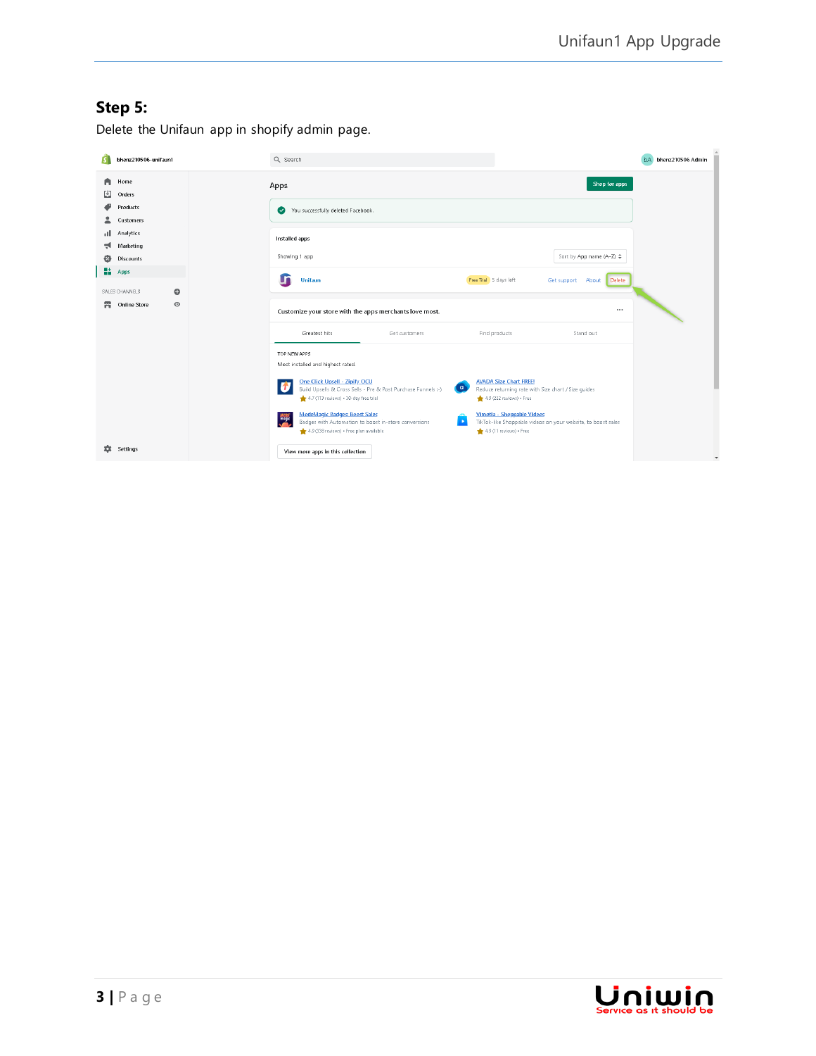## Step 5:

Delete the Unifaun app in shopify admin page.